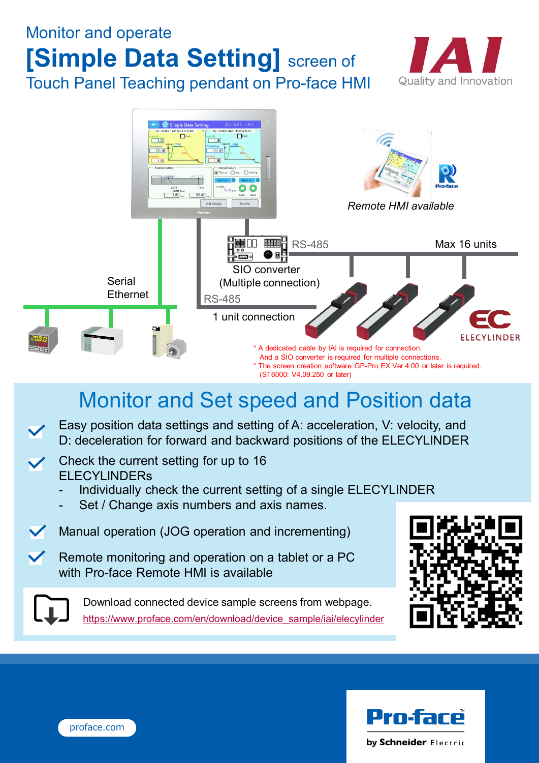# Monitor and operate

# [Simple Data Setting] screen of Touch Panel Teaching pendant on Pro-face HMI

IAI
Quality and Innovation

Remote HMI available

RS-485

Max 16 units

SIO converter
(Multiple connection)

Serial
Ethernet

RS-485

1 unit connection

ELECYLINDER

* A dedicated cable by IAI is required for connection.
And a SIO converter is required for multiple connections.
* The screen creation software GP-Pro EX Ver.4.00 or later is required.
(ST6000: V4.09.250 or later)

## Monitor and Set speed and Position data

- Easy position data settings and setting of A: acceleration, V: velocity, and D: deceleration for forward and backward positions of the ELECYLINDER
- Check the current setting for up to 16 ELECYLINDERs
  - Individually check the current setting of a single ELECYLINDER
  - Set / Change axis numbers and axis names.
- Manual operation (JOG operation and incrementing)
- Remote monitoring and operation on a tablet or a PC with Pro-face Remote HMI is available

Download connected device sample screens from webpage.
https://www.proface.com/en/download/device_sample/iai/elecylinder

proface.com

Pro-face by Schneider Electric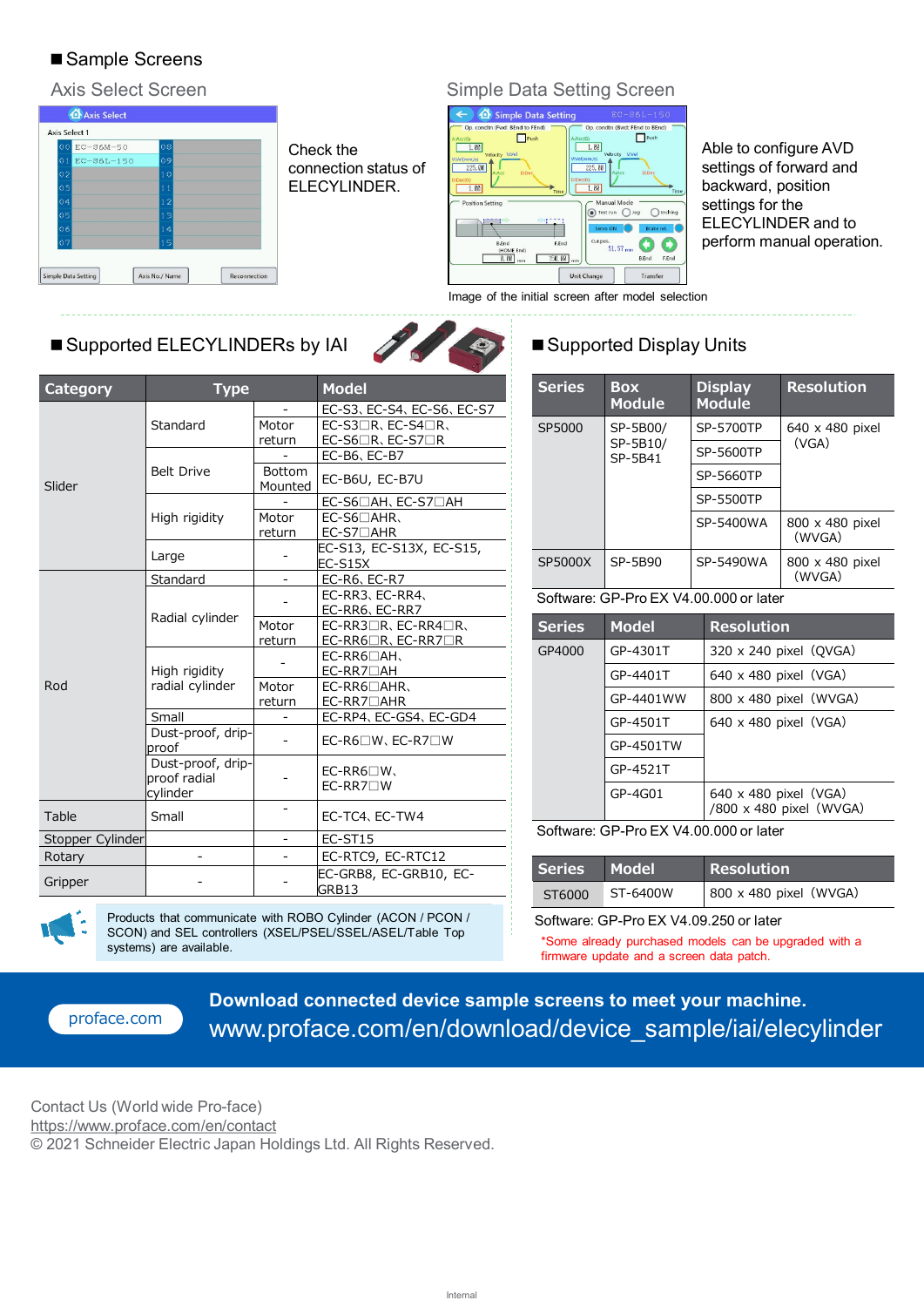## ■Sample Screens

### Axis Select Screen

Check the connection status of ELECYLINDER.

### Simple Data Setting Screen

Able to configure AVD settings of forward and backward, position settings for the ELECYLINDER and to perform manual operation.

Image of the initial screen after model selection

## ■Supported ELECYLINDERs by IAI

| Category | Type | | Model |
|---|---|---|---|
| Slider | Standard | - | EC-S3、EC-S4、EC-S6、EC-S7 |
| | | Motor return | EC-S3□R、EC-S4□R、EC-S6□R、EC-S7□R |
| | Belt Drive | - | EC-B6、EC-B7 |
| | | Bottom Mounted | EC-B6U, EC-B7U |
| | High rigidity | - | EC-S6□AH、EC-S7□AH |
| | | Motor return | EC-S6□AHR、EC-S7□AHR |
| | Large | - | EC-S13, EC-S13X, EC-S15, EC-S15X |
| Rod | Standard | - | EC-R6、EC-R7 |
| | Radial cylinder | - | EC-RR3、EC-RR4、EC-RR6、EC-RR7 |
| | | Motor return | EC-RR3□R、EC-RR4□R、EC-RR6□R、EC-RR7□R |
| | High rigidity radial cylinder | - | EC-RR6□AH、EC-RR7□AH |
| | | Motor return | EC-RR6□AHR、EC-RR7□AHR |
| | Small | - | EC-RP4、EC-GS4、EC-GD4 |
| | Dust-proof, drip-proof | - | EC-R6□W、EC-R7□W |
| | Dust-proof, drip-proof radial cylinder | - | EC-RR6□W、EC-RR7□W |
| Table | Small | - | EC-TC4、EC-TW4 |
| Stopper Cylinder | | - | EC-ST15 |
| Rotary | - | - | EC-RTC9、EC-RTC12 |
| Gripper | - | - | EC-GRB8、EC-GRB10、EC-GRB13 |

Products that communicate with ROBO Cylinder (ACON / PCON / SCON) and SEL controllers (XSEL/PSEL/SSEL/ASEL/Table Top systems) are available.

## ■Supported Display Units

| Series | Box Module | Display Module | Resolution |
|---|---|---|---|
| SP5000 | SP-5B00/ SP-5B10/ SP-5B41 | SP-5700TP | 640 x 480 pixel (VGA) |
| | | SP-5600TP | |
| | | SP-5660TP | |
| | | SP-5500TP | |
| | | SP-5400WA | 800 x 480 pixel (WVGA) |
| SP5000X | SP-5B90 | SP-5490WA | 800 x 480 pixel (WVGA) |

Software: GP-Pro EX V4.00.000 or later

| Series | Model | Resolution |
|---|---|---|
| GP4000 | GP-4301T | 320 x 240 pixel (QVGA) |
| | GP-4401T | 640 x 480 pixel (VGA) |
| | GP-4401WW | 800 x 480 pixel (WVGA) |
| | GP-4501T | 640 x 480 pixel (VGA) |
| | GP-4501TW | |
| | GP-4521T | |
| | GP-4G01 | 640 x 480 pixel (VGA) /800 x 480 pixel (WVGA) |

Software: GP-Pro EX V4.00.000 or later

| Series | Model | Resolution |
|---|---|---|
| ST6000 | ST-6400W | 800 x 480 pixel (WVGA) |

Software: GP-Pro EX V4.09.250 or later

*Some already purchased models can be upgraded with a firmware update and a screen data patch.

proface.com

**Download connected device sample screens to meet your machine.**

www.proface.com/en/download/device_sample/iai/elecylinder

Contact Us (World wide Pro-face)
https://www.proface.com/en/contact
© 2021 Schneider Electric Japan Holdings Ltd. All Rights Reserved.